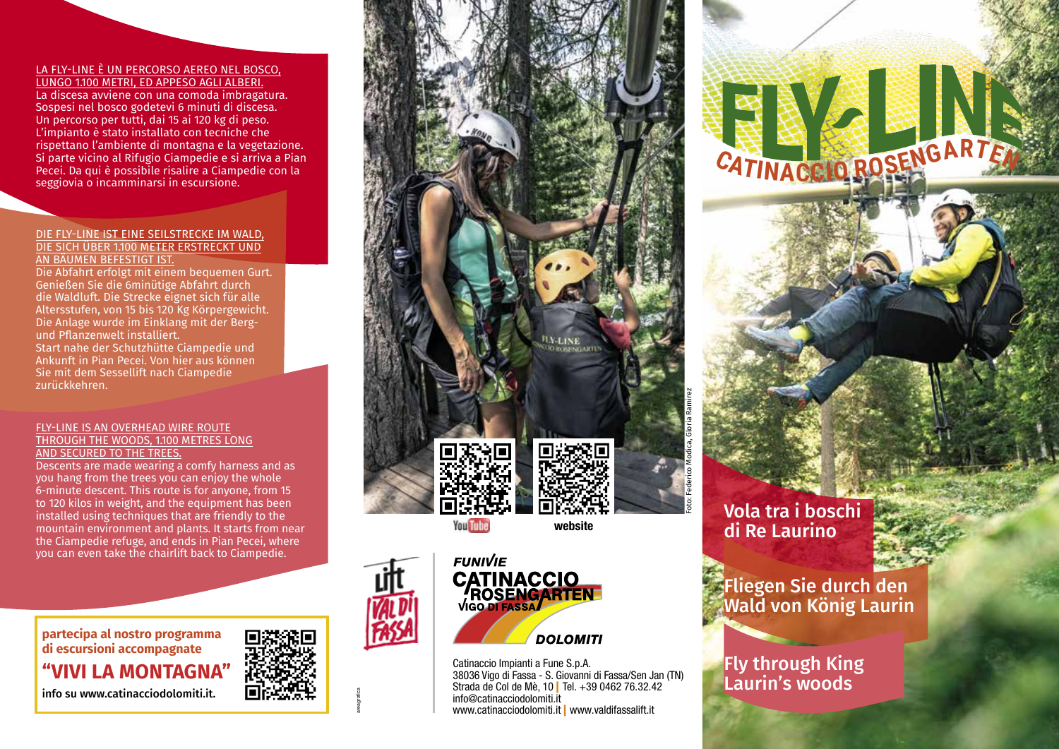LA FLY-LINE È UN PERCORSO AEREO NEL BOSCO, LUNGO 1.100 METRI, ED APPESO AGLI ALBERI.

La discesa avviene con una comoda imbragatura. Sospesi nel bosco godetevi 6 minuti di discesa. Un percorso per tutti, dai 15 ai 120 kg di peso. L'impianto è stato installato con tecniche che rispettano l'ambiente di montagna e la vegetazione. Si parte vicino al Rifugio Ciampedie e si arriva a Pian Pecei. Da qui è possibile risalire a Ciampedie con la seggiovia o incamminarsi in escursione.

DIE FLY-LINE IST EINE SEILSTRECKE IM WALD, DIE SICH ÜBER 1.100 METER ERSTRECKT UND AN BÄUMEN BEFESTIGT IST.

Die Abfahrt erfolgt mit einem bequemen Gurt. Genießen Sie die 6minütige Abfahrt durch die Waldluft. Die Strecke eignet sich für alle Altersstufen, von 15 bis 120 Kg Körpergewicht. Die Anlage wurde im Einklang mit der Berg- und Pflanzenwelt installiert.
Start nahe der Schutzhütte Ciampedie und Ankunft in Pian Pecei. Von hier aus können Sie mit dem Sessellift nach Ciampedie zurückkehren.

FLY-LINE IS AN OVERHEAD WIRE ROUTE THROUGH THE WOODS, 1.100 METRES LONG AND SECURED TO THE TREES.

Descents are made wearing a comfy harness and as you hang from the trees you can enjoy the whole 6-minute descent. This route is for anyone, from 15 to 120 kilos in weight, and the equipment has been installed using techniques that are friendly to the mountain environment and plants. It starts from near the Ciampedie refuge, and ends in Pian Pecei, where you can even take the chairlift back to Ciampedie.

**partecipa al nostro programma di escursioni accompagnate**

**"VIVI LA MONTAGNA"**

info su www.catinacciodolomiti.it.

YouTube

website

Foto: Federico Modica, Gloria Ramirez

lift VAL DI FASSA

FUNIVIE CATINACCIO ROSENGARTEN VIGO DI FASSA DOLOMITI

Catinaccio Impianti a Fune S.p.A.
38036 Vigo di Fassa - S. Giovanni di Fassa/Sen Jan (TN)
Strada de Col de Mè, 10 | Tel. +39 0462 76.32.42
info@catinacciodolomiti.it
www.catinacciodolomiti.it | www.valdifassalift.it

areagrafica

# FLY-LINE

## CATINACCIO ROSENGARTEN

## Vola tra i boschi di Re Laurino

## Fliegen Sie durch den Wald von König Laurin

## Fly through King Laurin's woods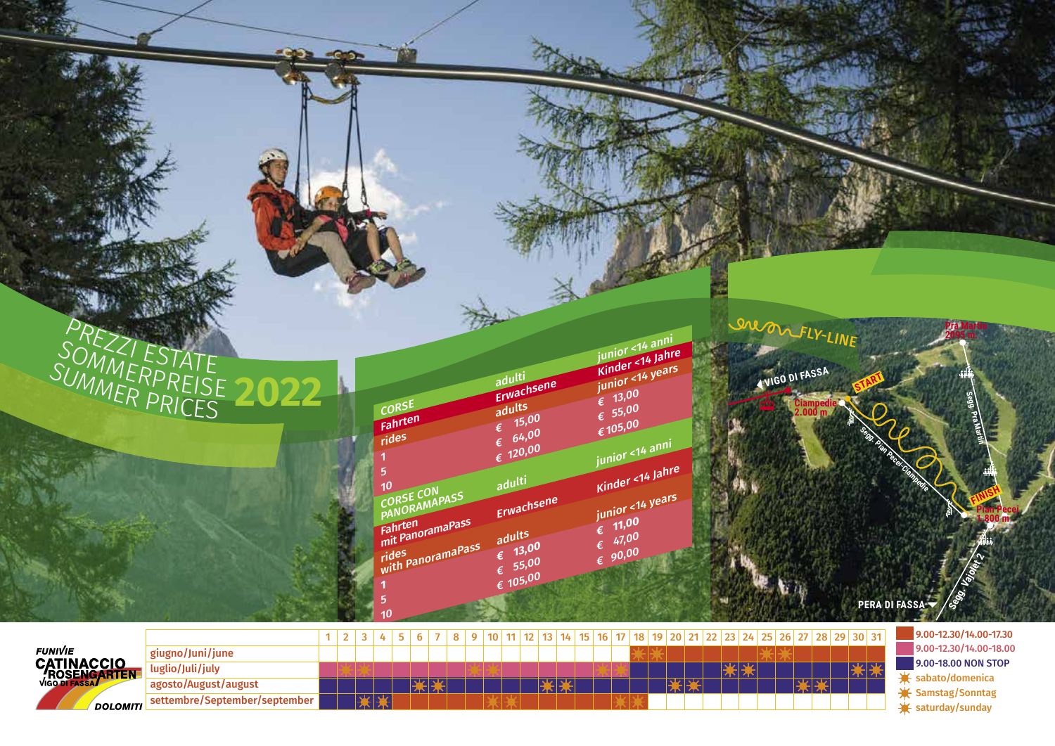# PREZZI ESTATE
# SOMMERPREISE
# SUMMER PRICES 2022

| CORSE / Fahrten / rides | adulti / Erwachsene / adults | junior <14 anni / Kinder <14 Jahre / junior <14 years |
|---|---|---|
| 1 | € 15,00 | € 13,00 |
| 5 | € 64,00 | € 55,00 |
| 10 | € 120,00 | € 105,00 |

| CORSE CON PANORAMAPASS / Fahrten mit PanoramaPass / rides with PanoramaPass | adulti / Erwachsene / adults | junior <14 anni / Kinder <14 Jahre / junior <14 years |
|---|---|---|
| 1 | € 13,00 | € 11,00 |
| 5 | € 55,00 | € 47,00 |
| 10 | € 105,00 | € 90,00 |

FLY-LINE

VIGO DI FASSA

START

Ciampedie 2.000 m

Pra Martin 2095 m

Segg. Pra Martin

Segg. Pian Pecei-Ciampedie

FINISH

Pian Pecei 1.800 m

Segg. Vajolet 2

PERA DI FASSA

FUNIVIE CATINACCIO ROSENGARTEN VIGO DI FASSA DOLOMITI

| | 1 | 2 | 3 | 4 | 5 | 6 | 7 | 8 | 9 | 10 | 11 | 12 | 13 | 14 | 15 | 16 | 17 | 18 | 19 | 20 | 21 | 22 | 23 | 24 | 25 | 26 | 27 | 28 | 29 | 30 | 31 |
|---|---|---|---|---|---|---|---|---|---|---|---|---|---|---|---|---|---|---|---|---|---|---|---|---|---|---|---|---|---|---|---|
| giugno/Juni/june | | | | | | | | | | | | | | | | | | ☀ | ☀ | | | | | | ☀ | ☀ | | | | | |
| luglio/Juli/july | | ☀ | ☀ | | | | | | ☀ | ☀ | | | | | | ☀ | ☀ | | | | | | ☀ | ☀ | | | | | | ☀ | ☀ |
| agosto/August/august | | | | | | ☀ | ☀ | | | | | | ☀ | ☀ | | | | | | ☀ | ☀ | | | | | | ☀ | ☀ | | | |
| settembre/September/september | | | ☀ | ☀ | | | | | | ☀ | ☀ | | | | | | ☀ | ☀ | | | | | | | | | | | | | |

9.00-12.30/14.00-17.30

9.00-12.30/14.00-18.00

9.00-18.00 NON STOP

☀ sabato/domenica
Samstag/Sonntag
saturday/sunday